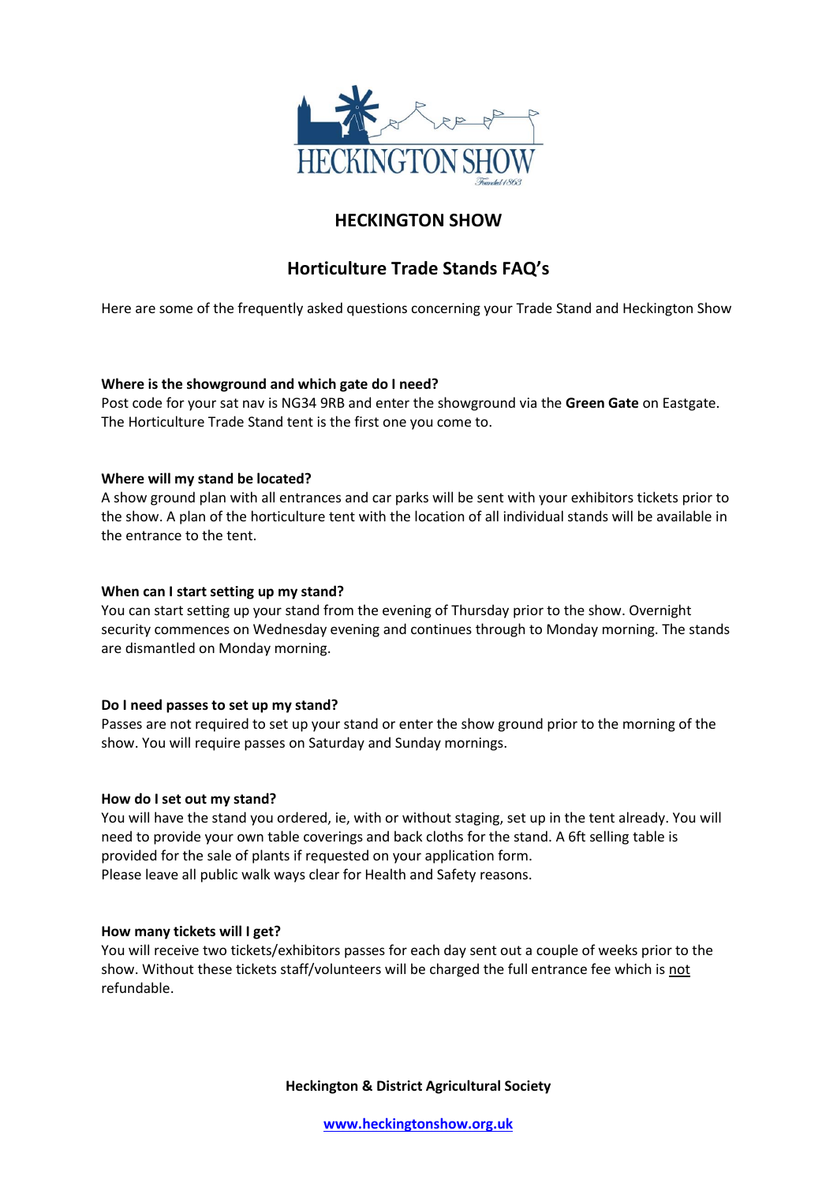# HECKINGTON SHOW

## Horticulture Trade Stands FAQ's

Here are some of the frequently asked questions concerning your Trade Stand and Heckington Show

**Where is the showground and which gate do I need?**
Post code for your sat nav is NG34 9RB and enter the showground via the **Green Gate** on Eastgate. The Horticulture Trade Stand tent is the first one you come to.

**Where will my stand be located?**
A show ground plan with all entrances and car parks will be sent with your exhibitors tickets prior to the show. A plan of the horticulture tent with the location of all individual stands will be available in the entrance to the tent.

**When can I start setting up my stand?**
You can start setting up your stand from the evening of Thursday prior to the show. Overnight security commences on Wednesday evening and continues through to Monday morning. The stands are dismantled on Monday morning.

**Do I need passes to set up my stand?**
Passes are not required to set up your stand or enter the show ground prior to the morning of the show. You will require passes on Saturday and Sunday mornings.

**How do I set out my stand?**
You will have the stand you ordered, ie, with or without staging, set up in the tent already. You will need to provide your own table coverings and back cloths for the stand. A 6ft selling table is provided for the sale of plants if requested on your application form.
Please leave all public walk ways clear for Health and Safety reasons.

**How many tickets will I get?**
You will receive two tickets/exhibitors passes for each day sent out a couple of weeks prior to the show. Without these tickets staff/volunteers will be charged the full entrance fee which is not refundable.

**Heckington & District Agricultural Society**

www.heckingtonshow.org.uk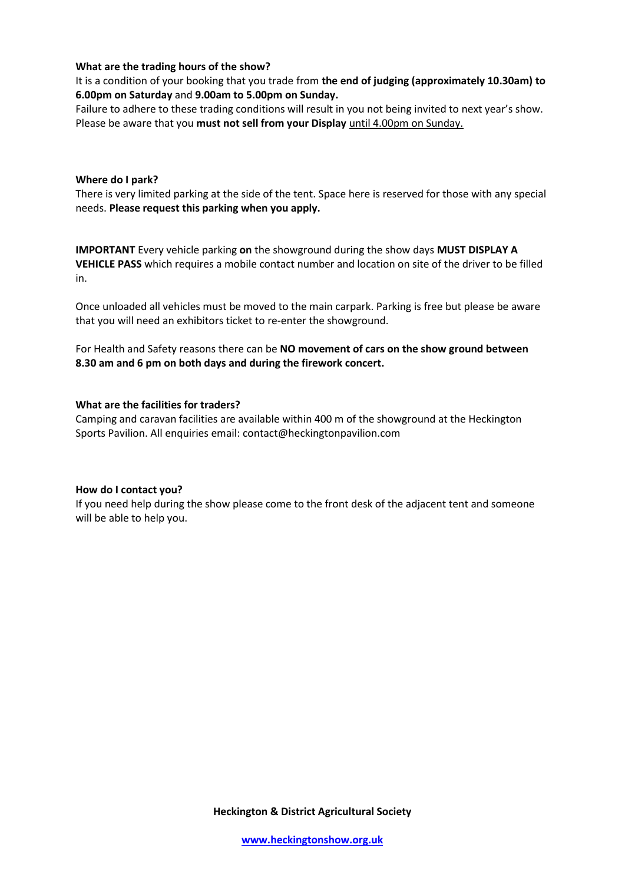**What are the trading hours of the show?**

It is a condition of your booking that you trade from **the end of judging (approximately 10.30am) to 6.00pm on Saturday** and **9.00am to 5.00pm on Sunday.**

Failure to adhere to these trading conditions will result in you not being invited to next year's show. Please be aware that you **must not sell from your Display** until 4.00pm on Sunday.

**Where do I park?**

There is very limited parking at the side of the tent. Space here is reserved for those with any special needs. **Please request this parking when you apply.**

**IMPORTANT** Every vehicle parking **on** the showground during the show days **MUST DISPLAY A VEHICLE PASS** which requires a mobile contact number and location on site of the driver to be filled in.

Once unloaded all vehicles must be moved to the main carpark. Parking is free but please be aware that you will need an exhibitors ticket to re-enter the showground.

For Health and Safety reasons there can be **NO movement of cars on the show ground between 8.30 am and 6 pm on both days and during the firework concert.**

**What are the facilities for traders?**

Camping and caravan facilities are available within 400 m of the showground at the Heckington Sports Pavilion. All enquiries email: contact@heckingtonpavilion.com

**How do I contact you?**

If you need help during the show please come to the front desk of the adjacent tent and someone will be able to help you.

**Heckington & District Agricultural Society**

**www.heckingtonshow.org.uk**